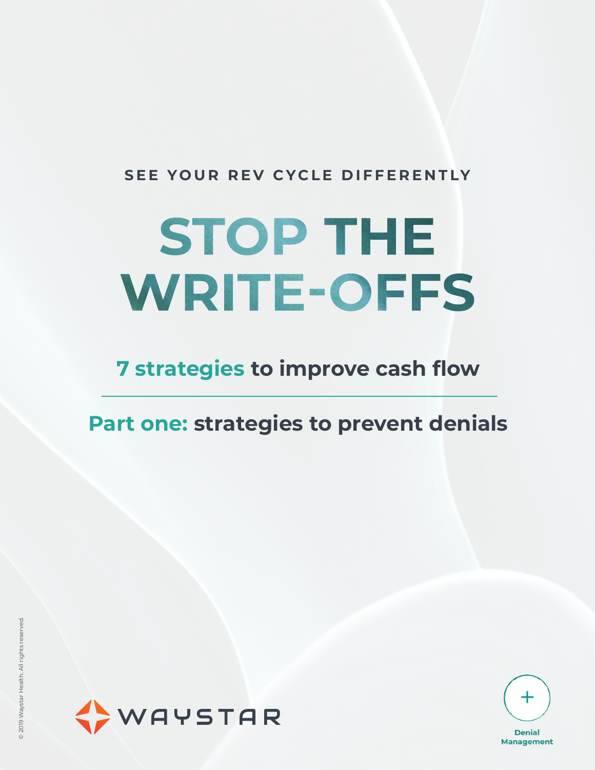SEE YOUR REV CYCLE DIFFERENTLY

# STOP THE WRITE-OFFS

## 7 strategies to improve cash flow

---

## Part one: strategies to prevent denials

© 2019 Waystar Health. All rights reserved.

WAYSTAR

Denial Management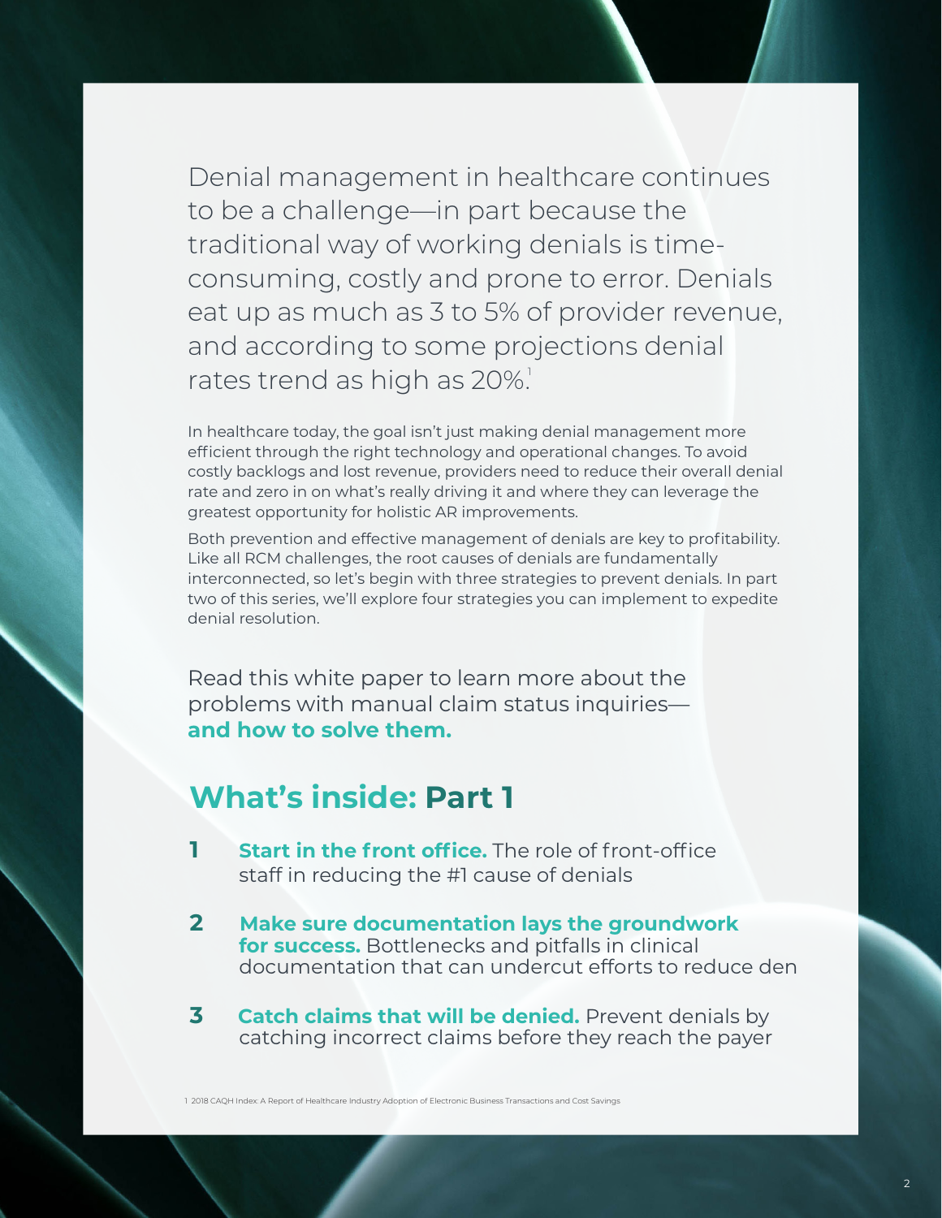Denial management in healthcare continues to be a challenge—in part because the traditional way of working denials is time-consuming, costly and prone to error. Denials eat up as much as 3 to 5% of provider revenue, and according to some projections denial rates trend as high as 20%.[1]

In healthcare today, the goal isn't just making denial management more efficient through the right technology and operational changes. To avoid costly backlogs and lost revenue, providers need to reduce their overall denial rate and zero in on what's really driving it and where they can leverage the greatest opportunity for holistic AR improvements.

Both prevention and effective management of denials are key to profitability. Like all RCM challenges, the root causes of denials are fundamentally interconnected, so let's begin with three strategies to prevent denials. In part two of this series, we'll explore four strategies you can implement to expedite denial resolution.

Read this white paper to learn more about the problems with manual claim status inquiries—**and how to solve them.**

## What's inside: Part 1

1. **Start in the front office.** The role of front-office staff in reducing the #1 cause of denials
2. **Make sure documentation lays the groundwork for success.** Bottlenecks and pitfalls in clinical documentation that can undercut efforts to reduce den
3. **Catch claims that will be denied.** Prevent denials by catching incorrect claims before they reach the payer

1 2018 CAQH Index: A Report of Healthcare Industry Adoption of Electronic Business Transactions and Cost Savings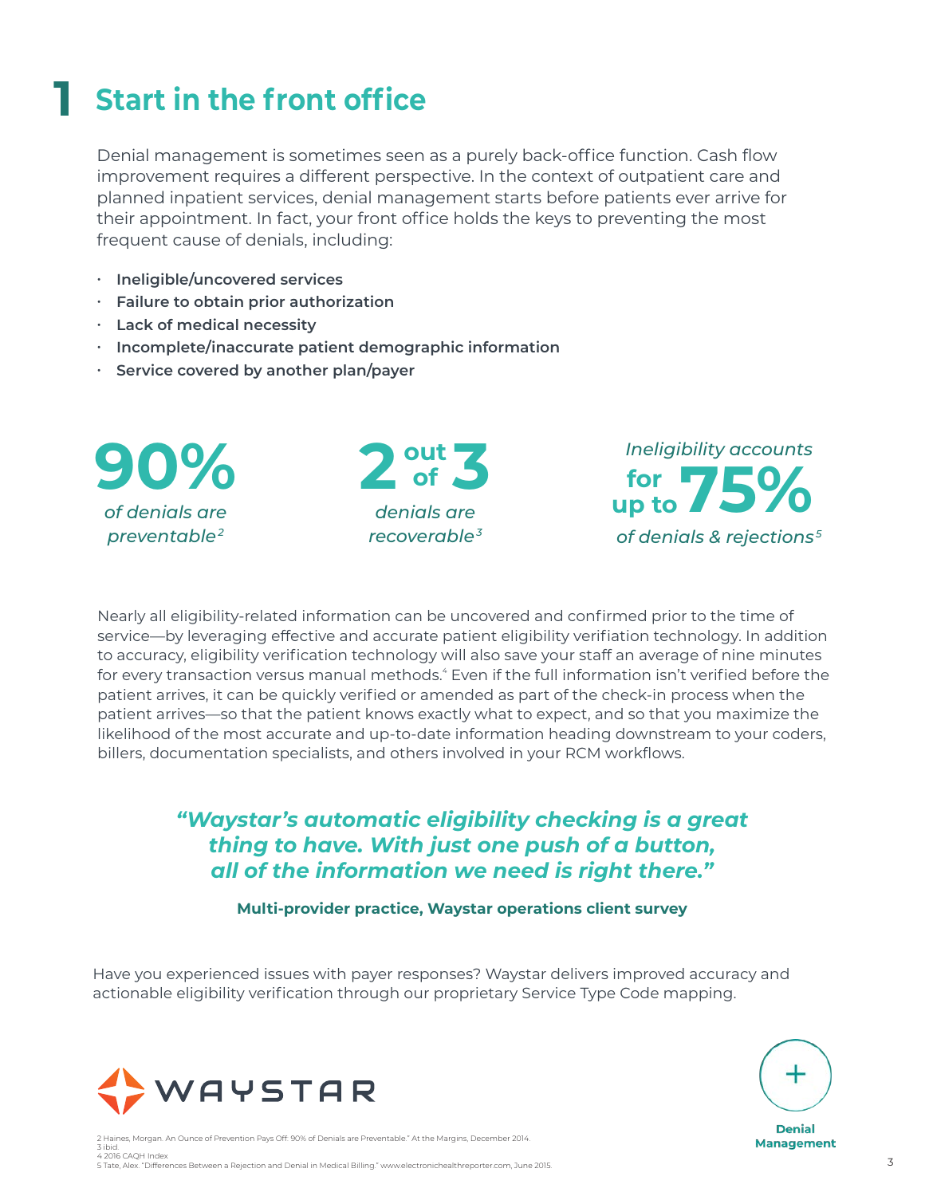# 1 Start in the front office

Denial management is sometimes seen as a purely back-office function. Cash flow improvement requires a different perspective. In the context of outpatient care and planned inpatient services, denial management starts before patients ever arrive for their appointment. In fact, your front office holds the keys to preventing the most frequent cause of denials, including:

- **Ineligible/uncovered services**
- **Failure to obtain prior authorization**
- **Lack of medical necessity**
- **Incomplete/inaccurate patient demographic information**
- **Service covered by another plan/payer**

**90%** *of denials are preventable*[2]

**2 out of 3** *denials are recoverable*[3]

*Ineligibility accounts* **for up to 75%** *of denials & rejections*[5]

Nearly all eligibility-related information can be uncovered and confirmed prior to the time of service—by leveraging effective and accurate patient eligibility verifiation technology. In addition to accuracy, eligibility verification technology will also save your staff an average of nine minutes for every transaction versus manual methods.[4] Even if the full information isn't verified before the patient arrives, it can be quickly verified or amended as part of the check-in process when the patient arrives—so that the patient knows exactly what to expect, and so that you maximize the likelihood of the most accurate and up-to-date information heading downstream to your coders, billers, documentation specialists, and others involved in your RCM workflows.

> ***"Waystar's automatic eligibility checking is a great thing to have. With just one push of a button, all of the information we need is right there."***
>
> **Multi-provider practice, Waystar operations client survey**

Have you experienced issues with payer responses? Waystar delivers improved accuracy and actionable eligibility verification through our proprietary Service Type Code mapping.

WAYSTAR

**Denial Management**

2 Haines, Morgan. An Ounce of Prevention Pays Off: 90% of Denials are Preventable." At the Margins, December 2014.
3 ibid.
4 2016 CAQH Index
5 Tate, Alex. "Differences Between a Rejection and Denial in Medical Billing." www.electronichealthreporter.com, June 2015.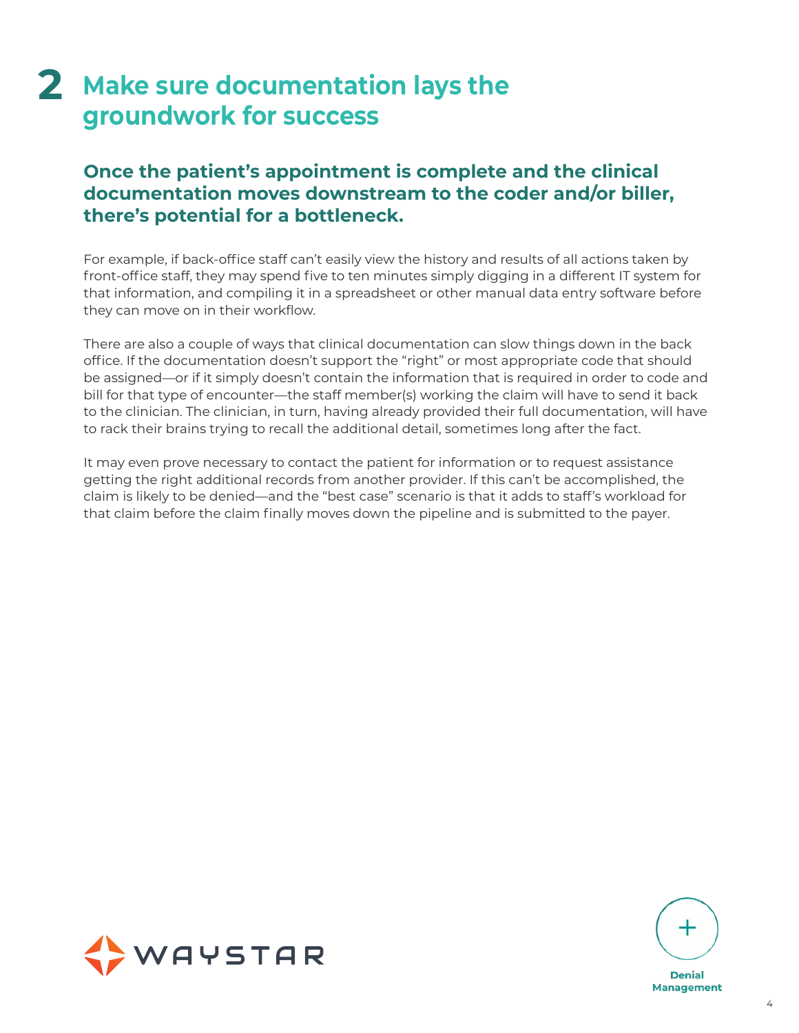# 2 Make sure documentation lays the groundwork for success

## Once the patient's appointment is complete and the clinical documentation moves downstream to the coder and/or biller, there's potential for a bottleneck.

For example, if back-office staff can't easily view the history and results of all actions taken by front-office staff, they may spend five to ten minutes simply digging in a different IT system for that information, and compiling it in a spreadsheet or other manual data entry software before they can move on in their workflow.

There are also a couple of ways that clinical documentation can slow things down in the back office. If the documentation doesn't support the "right" or most appropriate code that should be assigned—or if it simply doesn't contain the information that is required in order to code and bill for that type of encounter—the staff member(s) working the claim will have to send it back to the clinician. The clinician, in turn, having already provided their full documentation, will have to rack their brains trying to recall the additional detail, sometimes long after the fact.

It may even prove necessary to contact the patient for information or to request assistance getting the right additional records from another provider. If this can't be accomplished, the claim is likely to be denied—and the "best case" scenario is that it adds to staff's workload for that claim before the claim finally moves down the pipeline and is submitted to the payer.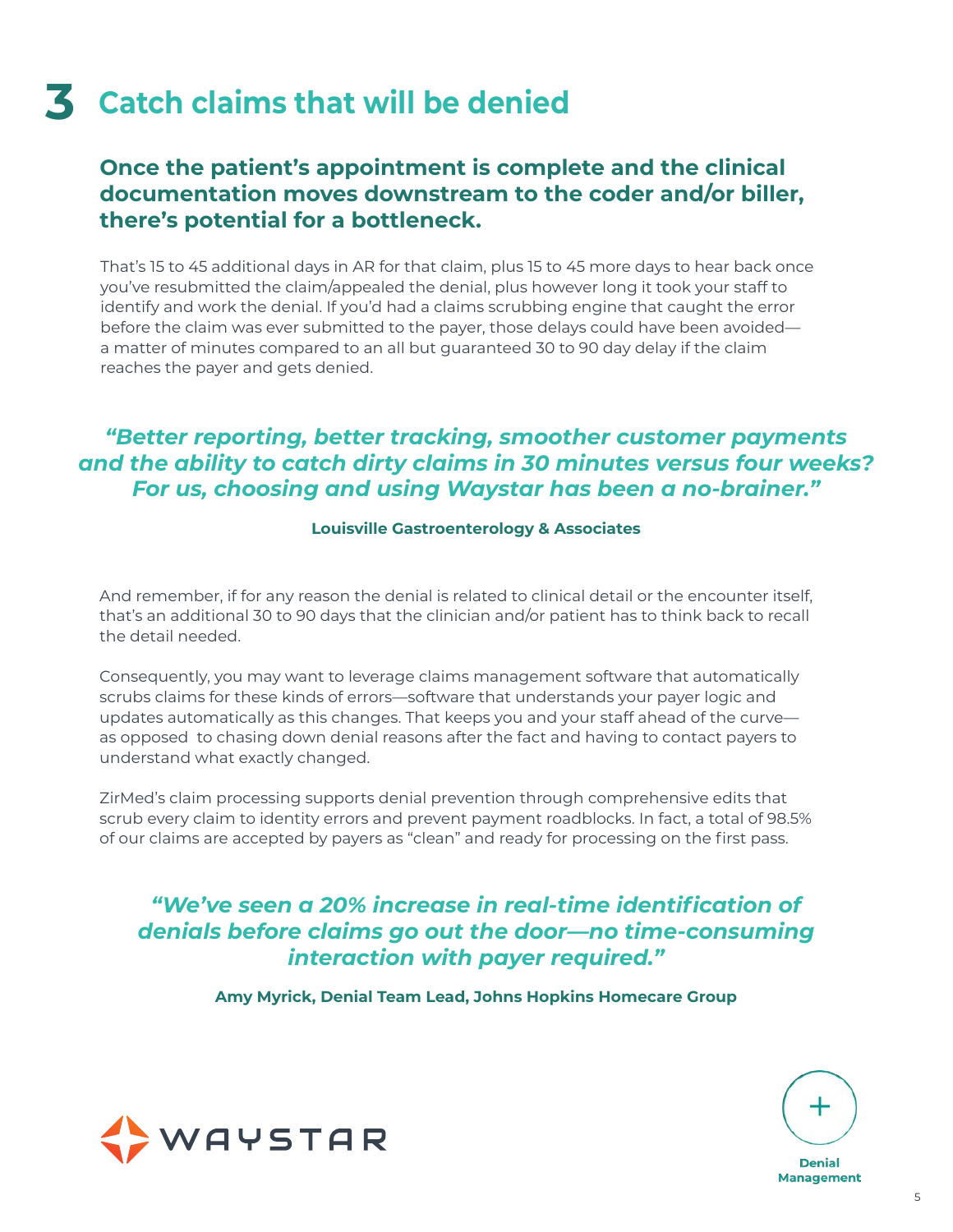# 3 Catch claims that will be denied

## Once the patient's appointment is complete and the clinical documentation moves downstream to the coder and/or biller, there's potential for a bottleneck.

That's 15 to 45 additional days in AR for that claim, plus 15 to 45 more days to hear back once you've resubmitted the claim/appealed the denial, plus however long it took your staff to identify and work the denial. If you'd had a claims scrubbing engine that caught the error before the claim was ever submitted to the payer, those delays could have been avoided—a matter of minutes compared to an all but guaranteed 30 to 90 day delay if the claim reaches the payer and gets denied.

> ***"Better reporting, better tracking, smoother customer payments and the ability to catch dirty claims in 30 minutes versus four weeks? For us, choosing and using Waystar has been a no-brainer."***
>
> **Louisville Gastroenterology & Associates**

And remember, if for any reason the denial is related to clinical detail or the encounter itself, that's an additional 30 to 90 days that the clinician and/or patient has to think back to recall the detail needed.

Consequently, you may want to leverage claims management software that automatically scrubs claims for these kinds of errors—software that understands your payer logic and updates automatically as this changes. That keeps you and your staff ahead of the curve—as opposed to chasing down denial reasons after the fact and having to contact payers to understand what exactly changed.

ZirMed's claim processing supports denial prevention through comprehensive edits that scrub every claim to identity errors and prevent payment roadblocks. In fact, a total of 98.5% of our claims are accepted by payers as "clean" and ready for processing on the first pass.

> ***"We've seen a 20% increase in real-time identification of denials before claims go out the door—no time-consuming interaction with payer required."***
>
> **Amy Myrick, Denial Team Lead, Johns Hopkins Homecare Group**

WAYSTAR

Denial Management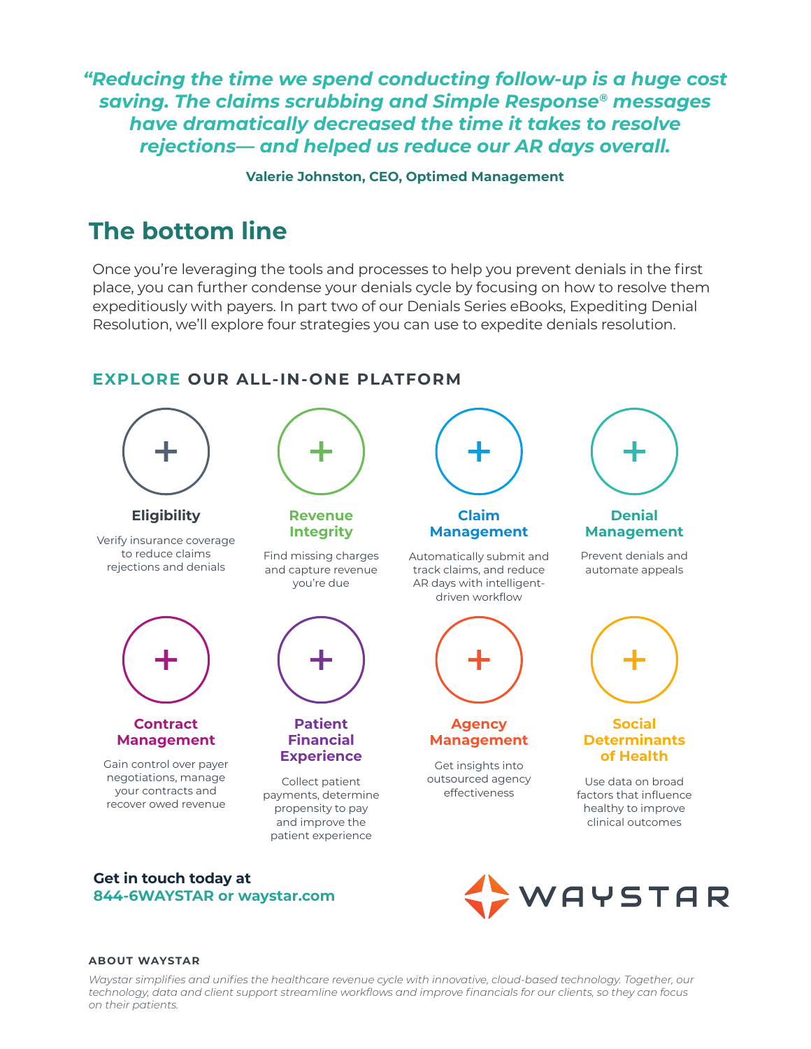*"Reducing the time we spend conducting follow-up is a huge cost saving. The claims scrubbing and Simple Response® messages have dramatically decreased the time it takes to resolve rejections— and helped us reduce our AR days overall.*

**Valerie Johnston, CEO, Optimed Management**

## The bottom line

Once you're leveraging the tools and processes to help you prevent denials in the first place, you can further condense your denials cycle by focusing on how to resolve them expeditiously with payers. In part two of our Denials Series eBooks, Expediting Denial Resolution, we'll explore four strategies you can use to expedite denials resolution.

### EXPLORE OUR ALL-IN-ONE PLATFORM

**Eligibility**

Verify insurance coverage to reduce claims rejections and denials

**Revenue Integrity**

Find missing charges and capture revenue you're due

**Claim Management**

Automatically submit and track claims, and reduce AR days with intelligent-driven workflow

**Denial Management**

Prevent denials and automate appeals

**Contract Management**

Gain control over payer negotiations, manage your contracts and recover owed revenue

**Patient Financial Experience**

Collect patient payments, determine propensity to pay and improve the patient experience

**Agency Management**

Get insights into outsourced agency effectiveness

**Social Determinants of Health**

Use data on broad factors that influence healthy to improve clinical outcomes

**Get in touch today at**
**844-6WAYSTAR or waystar.com**

WAYSTAR

**ABOUT WAYSTAR**

*Waystar simplifies and unifies the healthcare revenue cycle with innovative, cloud-based technology. Together, our technology, data and client support streamline workflows and improve financials for our clients, so they can focus on their patients.*